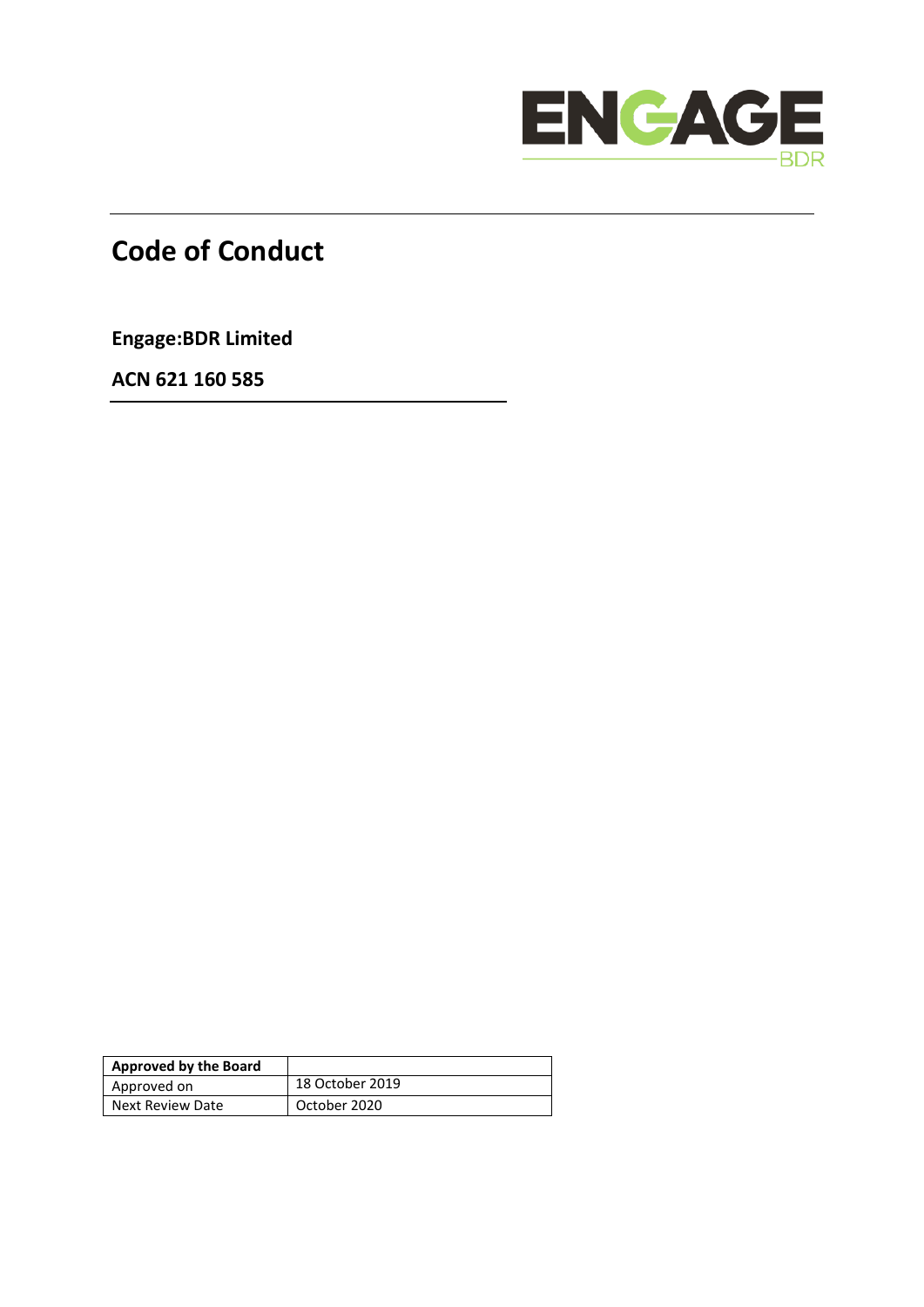ENGAGE
BDR

# Code of Conduct

**Engage:BDR Limited**

**ACN 621 160 585**

| **Approved by the Board** | |
|---|---|
| Approved on | 18 October 2019 |
| Next Review Date | October 2020 |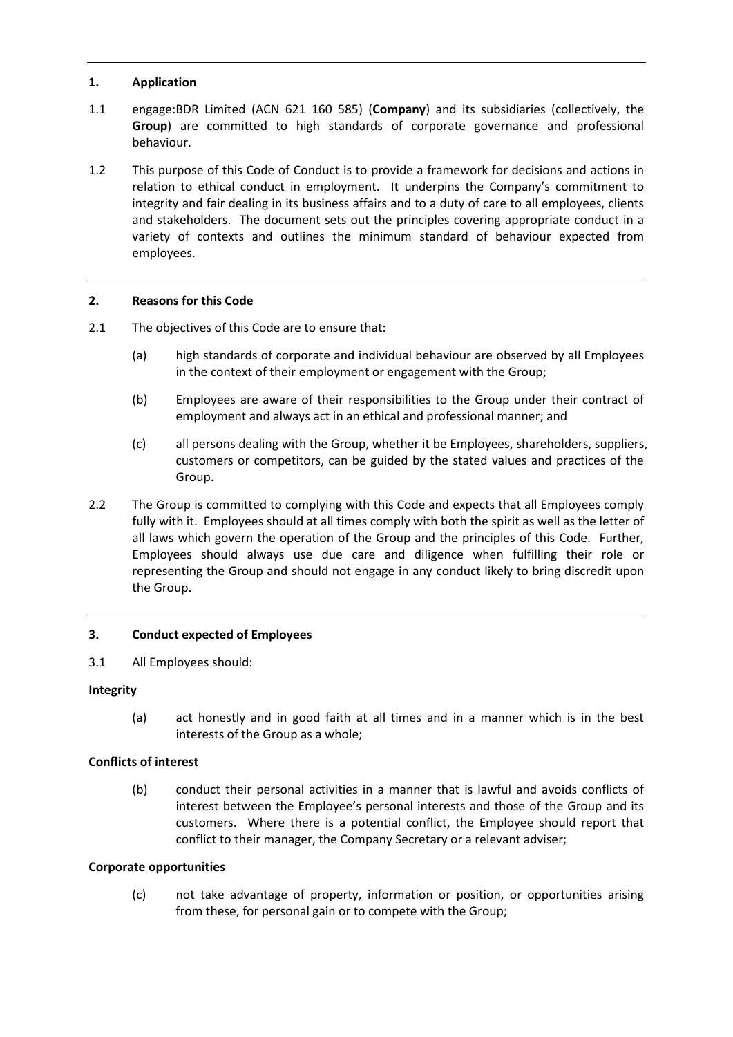## 1. Application

1.1 engage:BDR Limited (ACN 621 160 585) (**Company**) and its subsidiaries (collectively, the **Group**) are committed to high standards of corporate governance and professional behaviour.

1.2 This purpose of this Code of Conduct is to provide a framework for decisions and actions in relation to ethical conduct in employment. It underpins the Company's commitment to integrity and fair dealing in its business affairs and to a duty of care to all employees, clients and stakeholders. The document sets out the principles covering appropriate conduct in a variety of contexts and outlines the minimum standard of behaviour expected from employees.

## 2. Reasons for this Code

2.1 The objectives of this Code are to ensure that:

(a) high standards of corporate and individual behaviour are observed by all Employees in the context of their employment or engagement with the Group;

(b) Employees are aware of their responsibilities to the Group under their contract of employment and always act in an ethical and professional manner; and

(c) all persons dealing with the Group, whether it be Employees, shareholders, suppliers, customers or competitors, can be guided by the stated values and practices of the Group.

2.2 The Group is committed to complying with this Code and expects that all Employees comply fully with it. Employees should at all times comply with both the spirit as well as the letter of all laws which govern the operation of the Group and the principles of this Code. Further, Employees should always use due care and diligence when fulfilling their role or representing the Group and should not engage in any conduct likely to bring discredit upon the Group.

## 3. Conduct expected of Employees

3.1 All Employees should:

**Integrity**

(a) act honestly and in good faith at all times and in a manner which is in the best interests of the Group as a whole;

**Conflicts of interest**

(b) conduct their personal activities in a manner that is lawful and avoids conflicts of interest between the Employee's personal interests and those of the Group and its customers. Where there is a potential conflict, the Employee should report that conflict to their manager, the Company Secretary or a relevant adviser;

**Corporate opportunities**

(c) not take advantage of property, information or position, or opportunities arising from these, for personal gain or to compete with the Group;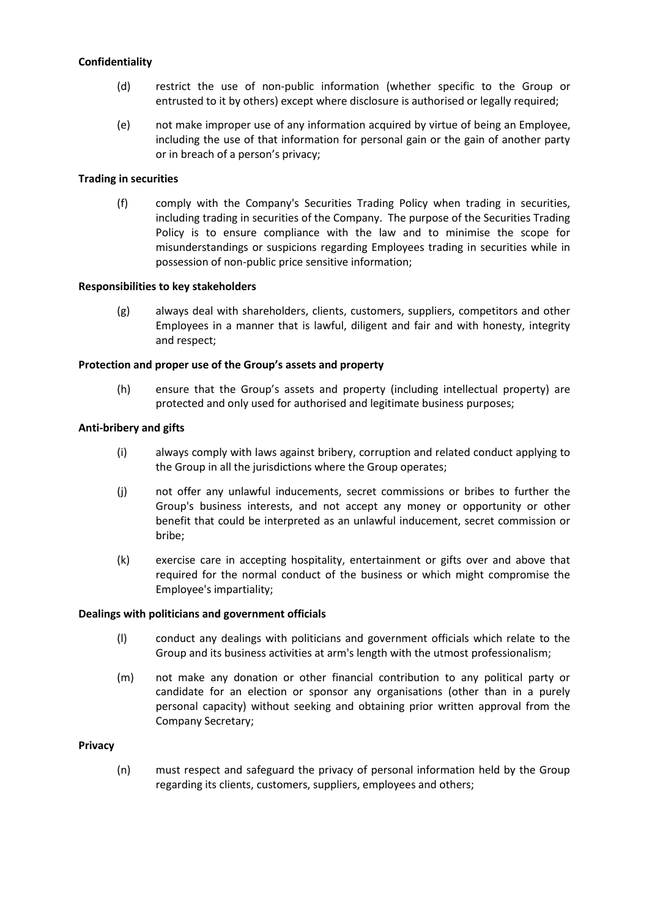**Confidentiality**

(d) restrict the use of non-public information (whether specific to the Group or entrusted to it by others) except where disclosure is authorised or legally required;

(e) not make improper use of any information acquired by virtue of being an Employee, including the use of that information for personal gain or the gain of another party or in breach of a person's privacy;

**Trading in securities**

(f) comply with the Company's Securities Trading Policy when trading in securities, including trading in securities of the Company. The purpose of the Securities Trading Policy is to ensure compliance with the law and to minimise the scope for misunderstandings or suspicions regarding Employees trading in securities while in possession of non-public price sensitive information;

**Responsibilities to key stakeholders**

(g) always deal with shareholders, clients, customers, suppliers, competitors and other Employees in a manner that is lawful, diligent and fair and with honesty, integrity and respect;

**Protection and proper use of the Group's assets and property**

(h) ensure that the Group's assets and property (including intellectual property) are protected and only used for authorised and legitimate business purposes;

**Anti-bribery and gifts**

(i) always comply with laws against bribery, corruption and related conduct applying to the Group in all the jurisdictions where the Group operates;

(j) not offer any unlawful inducements, secret commissions or bribes to further the Group's business interests, and not accept any money or opportunity or other benefit that could be interpreted as an unlawful inducement, secret commission or bribe;

(k) exercise care in accepting hospitality, entertainment or gifts over and above that required for the normal conduct of the business or which might compromise the Employee's impartiality;

**Dealings with politicians and government officials**

(l) conduct any dealings with politicians and government officials which relate to the Group and its business activities at arm's length with the utmost professionalism;

(m) not make any donation or other financial contribution to any political party or candidate for an election or sponsor any organisations (other than in a purely personal capacity) without seeking and obtaining prior written approval from the Company Secretary;

**Privacy**

(n) must respect and safeguard the privacy of personal information held by the Group regarding its clients, customers, suppliers, employees and others;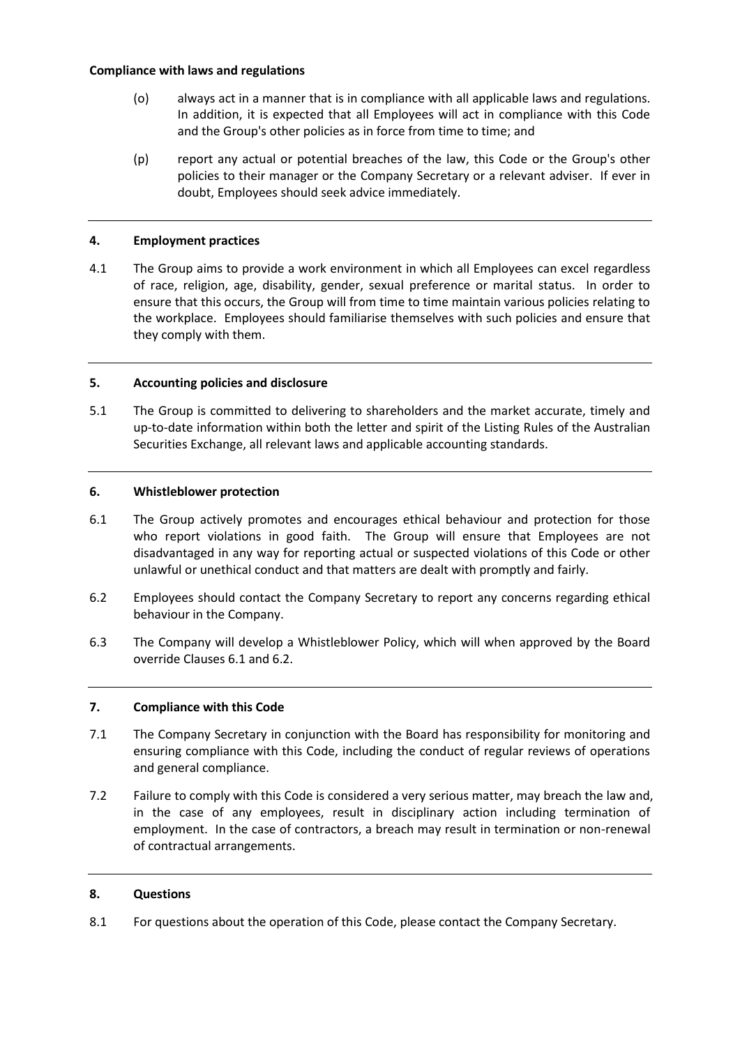**Compliance with laws and regulations**

(o) always act in a manner that is in compliance with all applicable laws and regulations. In addition, it is expected that all Employees will act in compliance with this Code and the Group's other policies as in force from time to time; and

(p) report any actual or potential breaches of the law, this Code or the Group's other policies to their manager or the Company Secretary or a relevant adviser. If ever in doubt, Employees should seek advice immediately.

---

## 4. Employment practices

4.1 The Group aims to provide a work environment in which all Employees can excel regardless of race, religion, age, disability, gender, sexual preference or marital status. In order to ensure that this occurs, the Group will from time to time maintain various policies relating to the workplace. Employees should familiarise themselves with such policies and ensure that they comply with them.

---

## 5. Accounting policies and disclosure

5.1 The Group is committed to delivering to shareholders and the market accurate, timely and up-to-date information within both the letter and spirit of the Listing Rules of the Australian Securities Exchange, all relevant laws and applicable accounting standards.

---

## 6. Whistleblower protection

6.1 The Group actively promotes and encourages ethical behaviour and protection for those who report violations in good faith. The Group will ensure that Employees are not disadvantaged in any way for reporting actual or suspected violations of this Code or other unlawful or unethical conduct and that matters are dealt with promptly and fairly.

6.2 Employees should contact the Company Secretary to report any concerns regarding ethical behaviour in the Company.

6.3 The Company will develop a Whistleblower Policy, which will when approved by the Board override Clauses 6.1 and 6.2.

---

## 7. Compliance with this Code

7.1 The Company Secretary in conjunction with the Board has responsibility for monitoring and ensuring compliance with this Code, including the conduct of regular reviews of operations and general compliance.

7.2 Failure to comply with this Code is considered a very serious matter, may breach the law and, in the case of any employees, result in disciplinary action including termination of employment. In the case of contractors, a breach may result in termination or non-renewal of contractual arrangements.

---

## 8. Questions

8.1 For questions about the operation of this Code, please contact the Company Secretary.